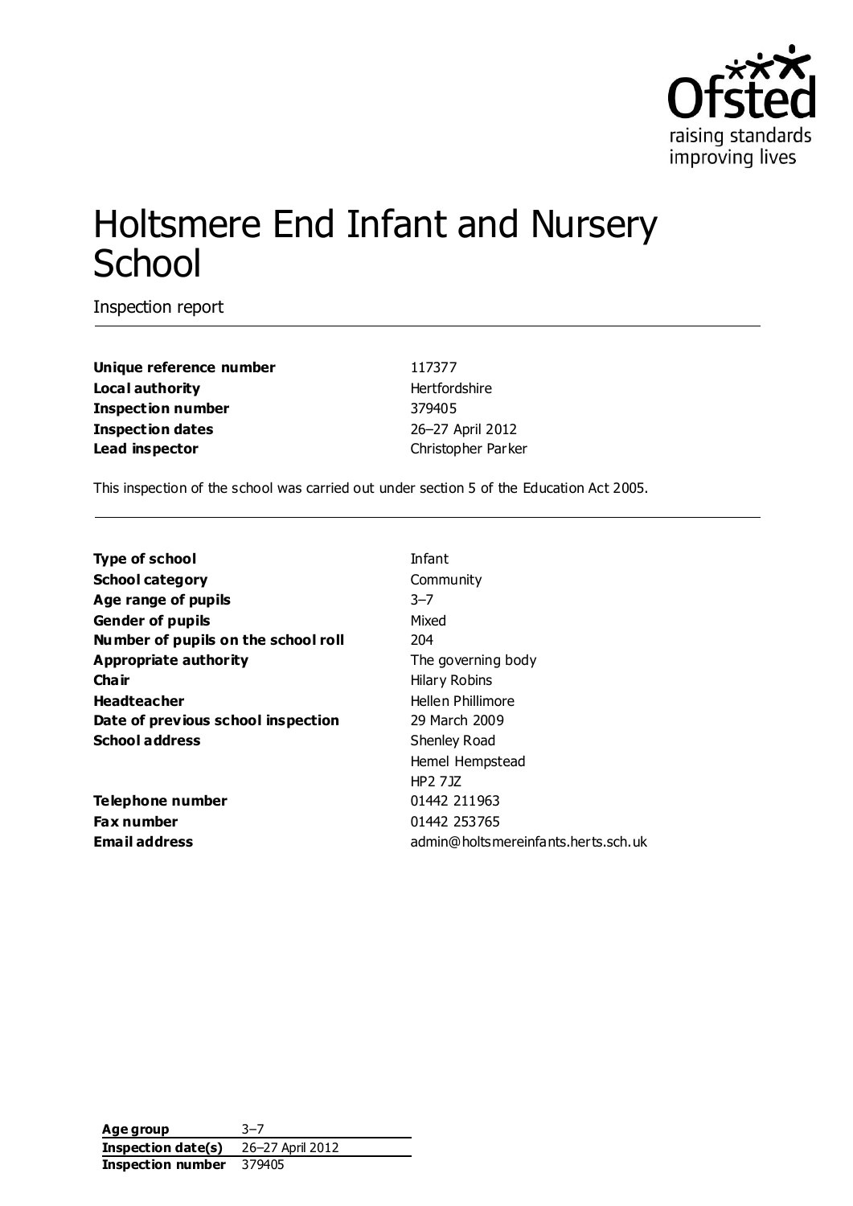# Holtsmere End Infant and Nursery School

Inspection report

| | |
|---|---|
| **Unique reference number** | 117377 |
| **Local authority** | Hertfordshire |
| **Inspection number** | 379405 |
| **Inspection dates** | 26–27 April 2012 |
| **Lead inspector** | Christopher Parker |

This inspection of the school was carried out under section 5 of the Education Act 2005.

| | |
|---|---|
| **Type of school** | Infant |
| **School category** | Community |
| **Age range of pupils** | 3–7 |
| **Gender of pupils** | Mixed |
| **Number of pupils on the school roll** | 204 |
| **Appropriate authority** | The governing body |
| **Chair** | Hilary Robins |
| **Headteacher** | Hellen Phillimore |
| **Date of previous school inspection** | 29 March 2009 |
| **School address** | Shenley Road<br>Hemel Hempstead<br>HP2 7JZ |
| **Telephone number** | 01442 211963 |
| **Fax number** | 01442 253765 |
| **Email address** | admin@holtsmereinfants.herts.sch.uk |

| | |
|---|---|
| **Age group** | 3–7 |
| **Inspection date(s)** | 26–27 April 2012 |
| **Inspection number** | 379405 |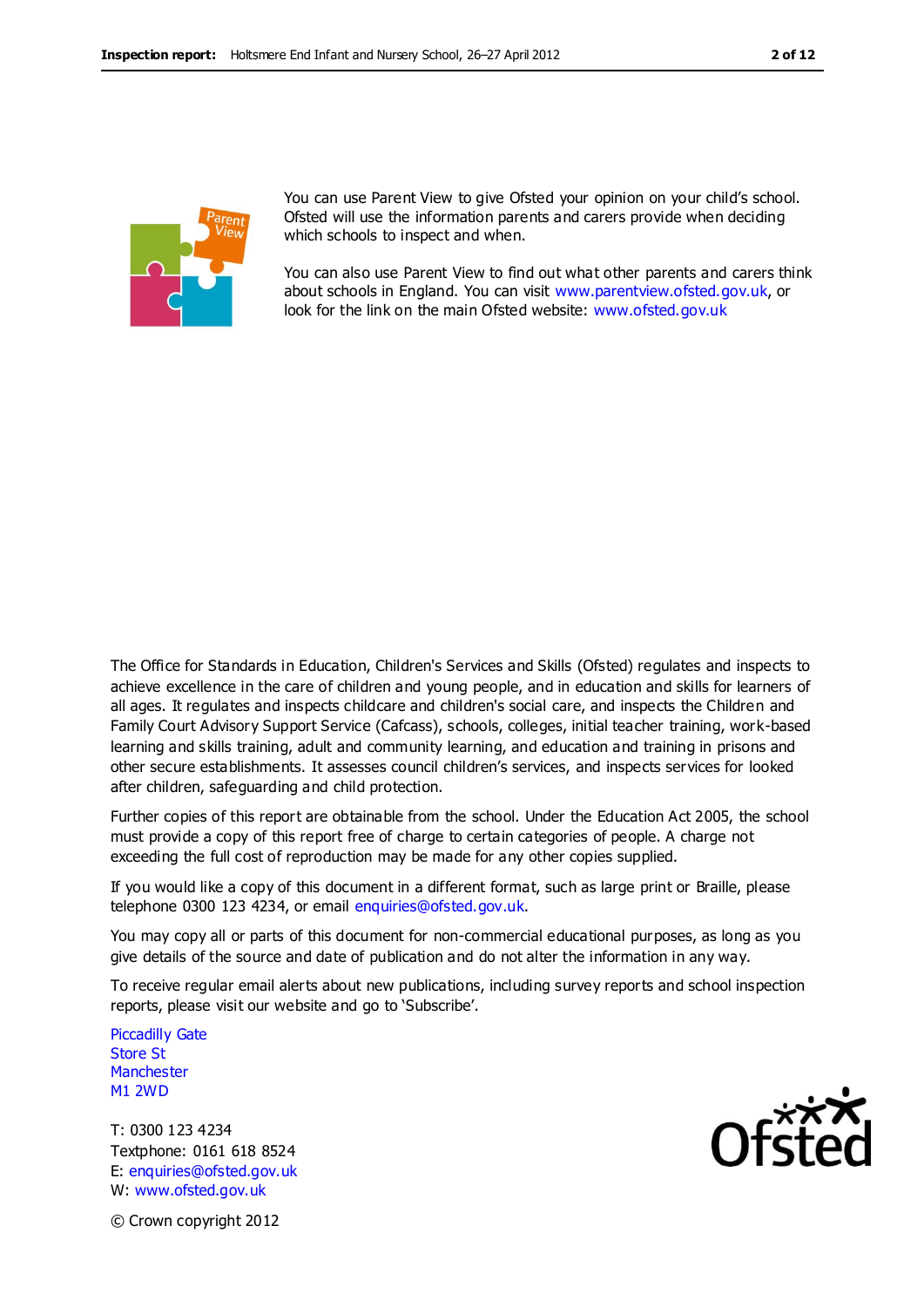You can use Parent View to give Ofsted your opinion on your child's school. Ofsted will use the information parents and carers provide when deciding which schools to inspect and when.

You can also use Parent View to find out what other parents and carers think about schools in England. You can visit www.parentview.ofsted.gov.uk, or look for the link on the main Ofsted website: www.ofsted.gov.uk

The Office for Standards in Education, Children's Services and Skills (Ofsted) regulates and inspects to achieve excellence in the care of children and young people, and in education and skills for learners of all ages. It regulates and inspects childcare and children's social care, and inspects the Children and Family Court Advisory Support Service (Cafcass), schools, colleges, initial teacher training, work-based learning and skills training, adult and community learning, and education and training in prisons and other secure establishments. It assesses council children's services, and inspects services for looked after children, safeguarding and child protection.

Further copies of this report are obtainable from the school. Under the Education Act 2005, the school must provide a copy of this report free of charge to certain categories of people. A charge not exceeding the full cost of reproduction may be made for any other copies supplied.

If you would like a copy of this document in a different format, such as large print or Braille, please telephone 0300 123 4234, or email enquiries@ofsted.gov.uk.

You may copy all or parts of this document for non-commercial educational purposes, as long as you give details of the source and date of publication and do not alter the information in any way.

To receive regular email alerts about new publications, including survey reports and school inspection reports, please visit our website and go to 'Subscribe'.

Piccadilly Gate
Store St
Manchester
M1 2WD

T: 0300 123 4234
Textphone: 0161 618 8524
E: enquiries@ofsted.gov.uk
W: www.ofsted.gov.uk

© Crown copyright 2012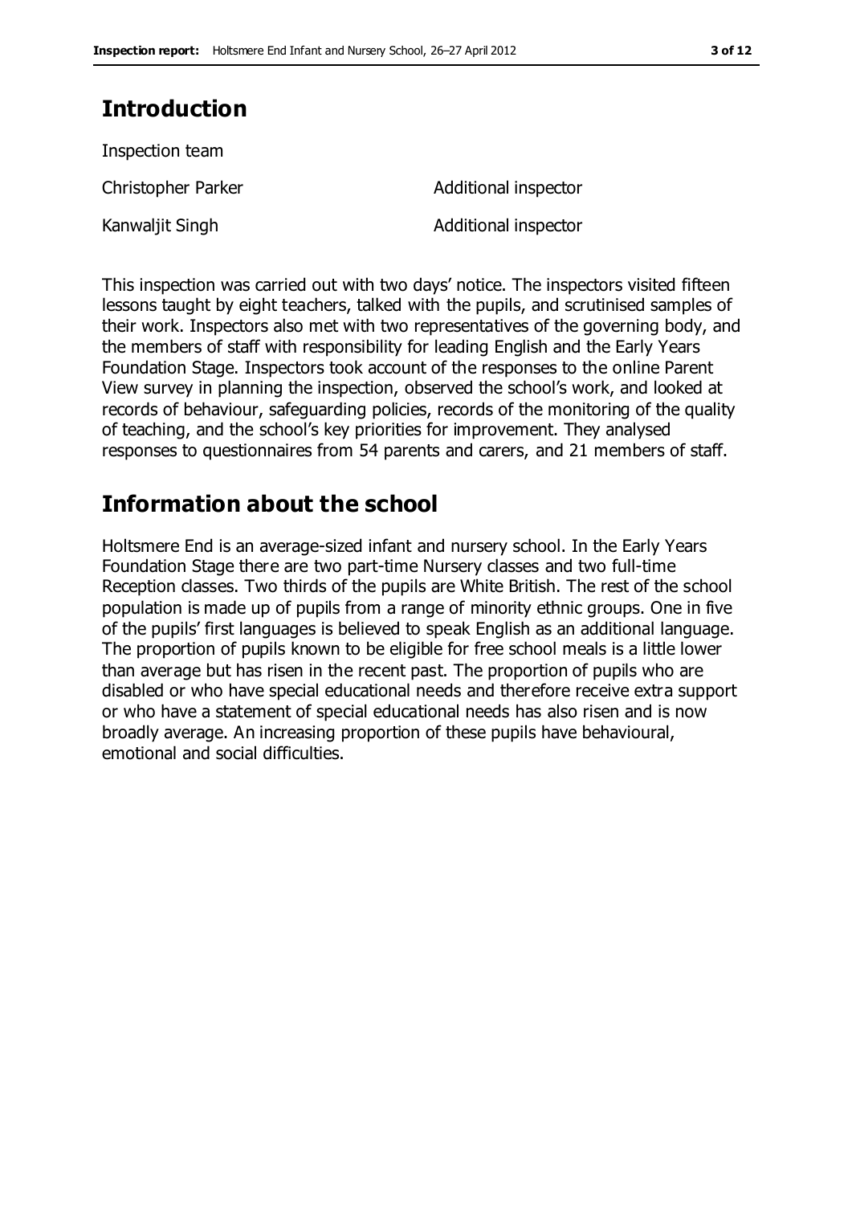## Introduction

Inspection team

| | |
|---|---|
| Christopher Parker | Additional inspector |
| Kanwaljit Singh | Additional inspector |

This inspection was carried out with two days' notice. The inspectors visited fifteen lessons taught by eight teachers, talked with the pupils, and scrutinised samples of their work. Inspectors also met with two representatives of the governing body, and the members of staff with responsibility for leading English and the Early Years Foundation Stage. Inspectors took account of the responses to the online Parent View survey in planning the inspection, observed the school's work, and looked at records of behaviour, safeguarding policies, records of the monitoring of the quality of teaching, and the school's key priorities for improvement. They analysed responses to questionnaires from 54 parents and carers, and 21 members of staff.

## Information about the school

Holtsmere End is an average-sized infant and nursery school. In the Early Years Foundation Stage there are two part-time Nursery classes and two full-time Reception classes. Two thirds of the pupils are White British. The rest of the school population is made up of pupils from a range of minority ethnic groups. One in five of the pupils' first languages is believed to speak English as an additional language. The proportion of pupils known to be eligible for free school meals is a little lower than average but has risen in the recent past. The proportion of pupils who are disabled or who have special educational needs and therefore receive extra support or who have a statement of special educational needs has also risen and is now broadly average. An increasing proportion of these pupils have behavioural, emotional and social difficulties.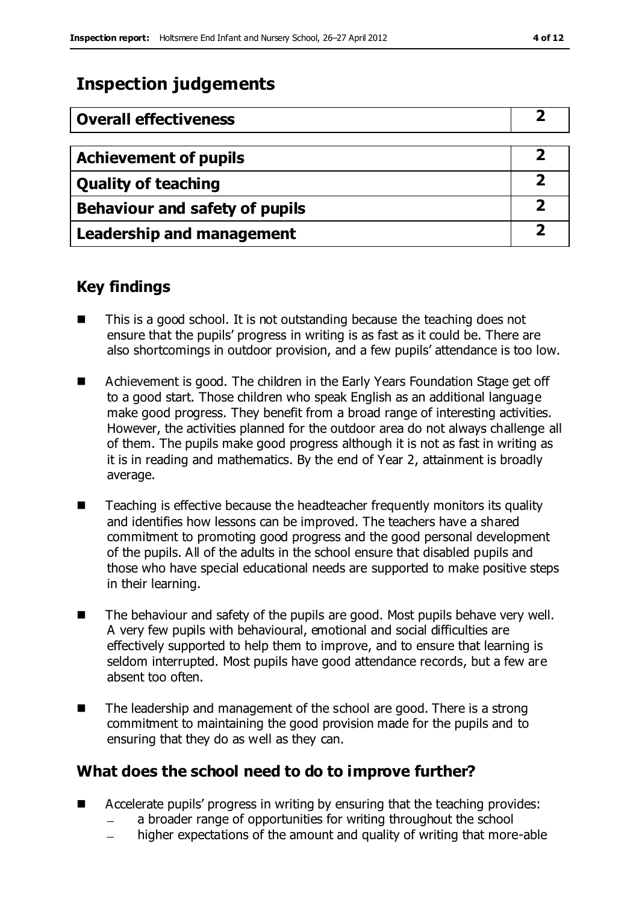## Inspection judgements

| Overall effectiveness | 2 |
|---|---|
| **Achievement of pupils** | **2** |
| **Quality of teaching** | **2** |
| **Behaviour and safety of pupils** | **2** |
| **Leadership and management** | **2** |

## Key findings

- This is a good school. It is not outstanding because the teaching does not ensure that the pupils' progress in writing is as fast as it could be. There are also shortcomings in outdoor provision, and a few pupils' attendance is too low.
- Achievement is good. The children in the Early Years Foundation Stage get off to a good start. Those children who speak English as an additional language make good progress. They benefit from a broad range of interesting activities. However, the activities planned for the outdoor area do not always challenge all of them. The pupils make good progress although it is not as fast in writing as it is in reading and mathematics. By the end of Year 2, attainment is broadly average.
- Teaching is effective because the headteacher frequently monitors its quality and identifies how lessons can be improved. The teachers have a shared commitment to promoting good progress and the good personal development of the pupils. All of the adults in the school ensure that disabled pupils and those who have special educational needs are supported to make positive steps in their learning.
- The behaviour and safety of the pupils are good. Most pupils behave very well. A very few pupils with behavioural, emotional and social difficulties are effectively supported to help them to improve, and to ensure that learning is seldom interrupted. Most pupils have good attendance records, but a few are absent too often.
- The leadership and management of the school are good. There is a strong commitment to maintaining the good provision made for the pupils and to ensuring that they do as well as they can.

## What does the school need to do to improve further?

- Accelerate pupils' progress in writing by ensuring that the teaching provides:
  - a broader range of opportunities for writing throughout the school
  - higher expectations of the amount and quality of writing that more-able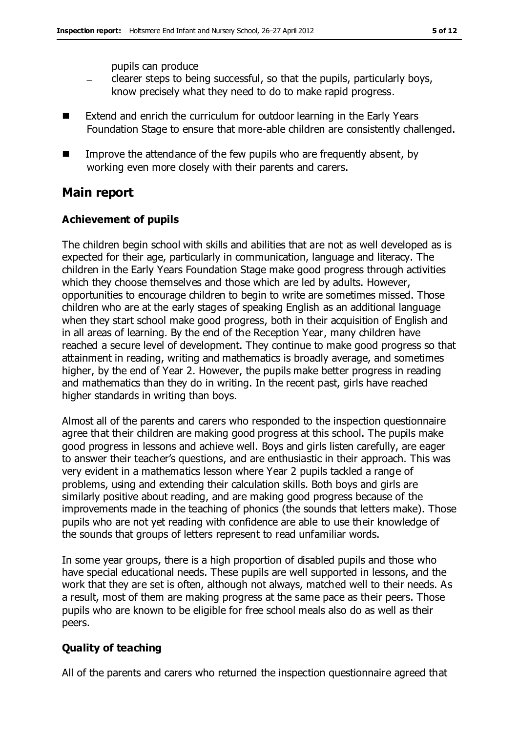pupils can produce

- clearer steps to being successful, so that the pupils, particularly boys, know precisely what they need to do to make rapid progress.

- Extend and enrich the curriculum for outdoor learning in the Early Years Foundation Stage to ensure that more-able children are consistently challenged.
- Improve the attendance of the few pupils who are frequently absent, by working even more closely with their parents and carers.

## Main report

### Achievement of pupils

The children begin school with skills and abilities that are not as well developed as is expected for their age, particularly in communication, language and literacy. The children in the Early Years Foundation Stage make good progress through activities which they choose themselves and those which are led by adults. However, opportunities to encourage children to begin to write are sometimes missed. Those children who are at the early stages of speaking English as an additional language when they start school make good progress, both in their acquisition of English and in all areas of learning. By the end of the Reception Year, many children have reached a secure level of development. They continue to make good progress so that attainment in reading, writing and mathematics is broadly average, and sometimes higher, by the end of Year 2. However, the pupils make better progress in reading and mathematics than they do in writing. In the recent past, girls have reached higher standards in writing than boys.

Almost all of the parents and carers who responded to the inspection questionnaire agree that their children are making good progress at this school. The pupils make good progress in lessons and achieve well. Boys and girls listen carefully, are eager to answer their teacher's questions, and are enthusiastic in their approach. This was very evident in a mathematics lesson where Year 2 pupils tackled a range of problems, using and extending their calculation skills. Both boys and girls are similarly positive about reading, and are making good progress because of the improvements made in the teaching of phonics (the sounds that letters make). Those pupils who are not yet reading with confidence are able to use their knowledge of the sounds that groups of letters represent to read unfamiliar words.

In some year groups, there is a high proportion of disabled pupils and those who have special educational needs. These pupils are well supported in lessons, and the work that they are set is often, although not always, matched well to their needs. As a result, most of them are making progress at the same pace as their peers. Those pupils who are known to be eligible for free school meals also do as well as their peers.

### Quality of teaching

All of the parents and carers who returned the inspection questionnaire agreed that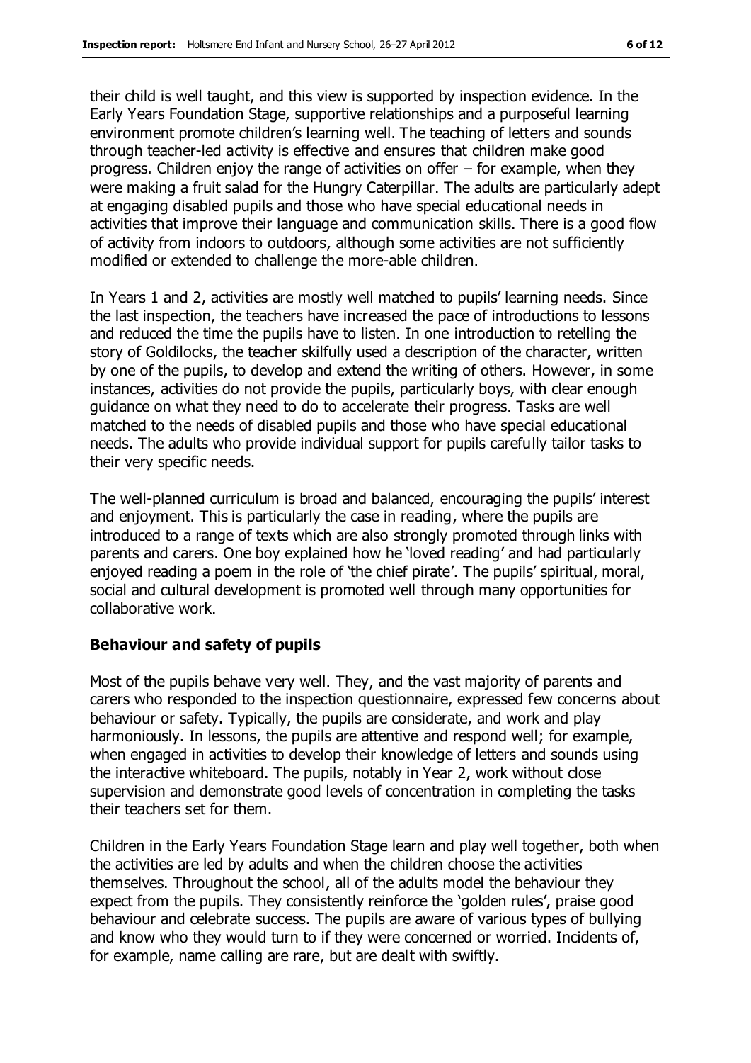their child is well taught, and this view is supported by inspection evidence. In the Early Years Foundation Stage, supportive relationships and a purposeful learning environment promote children's learning well. The teaching of letters and sounds through teacher-led activity is effective and ensures that children make good progress. Children enjoy the range of activities on offer – for example, when they were making a fruit salad for the Hungry Caterpillar. The adults are particularly adept at engaging disabled pupils and those who have special educational needs in activities that improve their language and communication skills. There is a good flow of activity from indoors to outdoors, although some activities are not sufficiently modified or extended to challenge the more-able children.

In Years 1 and 2, activities are mostly well matched to pupils' learning needs. Since the last inspection, the teachers have increased the pace of introductions to lessons and reduced the time the pupils have to listen. In one introduction to retelling the story of Goldilocks, the teacher skilfully used a description of the character, written by one of the pupils, to develop and extend the writing of others. However, in some instances, activities do not provide the pupils, particularly boys, with clear enough guidance on what they need to do to accelerate their progress. Tasks are well matched to the needs of disabled pupils and those who have special educational needs. The adults who provide individual support for pupils carefully tailor tasks to their very specific needs.

The well-planned curriculum is broad and balanced, encouraging the pupils' interest and enjoyment. This is particularly the case in reading, where the pupils are introduced to a range of texts which are also strongly promoted through links with parents and carers. One boy explained how he 'loved reading' and had particularly enjoyed reading a poem in the role of 'the chief pirate'. The pupils' spiritual, moral, social and cultural development is promoted well through many opportunities for collaborative work.

### Behaviour and safety of pupils

Most of the pupils behave very well. They, and the vast majority of parents and carers who responded to the inspection questionnaire, expressed few concerns about behaviour or safety. Typically, the pupils are considerate, and work and play harmoniously. In lessons, the pupils are attentive and respond well; for example, when engaged in activities to develop their knowledge of letters and sounds using the interactive whiteboard. The pupils, notably in Year 2, work without close supervision and demonstrate good levels of concentration in completing the tasks their teachers set for them.

Children in the Early Years Foundation Stage learn and play well together, both when the activities are led by adults and when the children choose the activities themselves. Throughout the school, all of the adults model the behaviour they expect from the pupils. They consistently reinforce the 'golden rules', praise good behaviour and celebrate success. The pupils are aware of various types of bullying and know who they would turn to if they were concerned or worried. Incidents of, for example, name calling are rare, but are dealt with swiftly.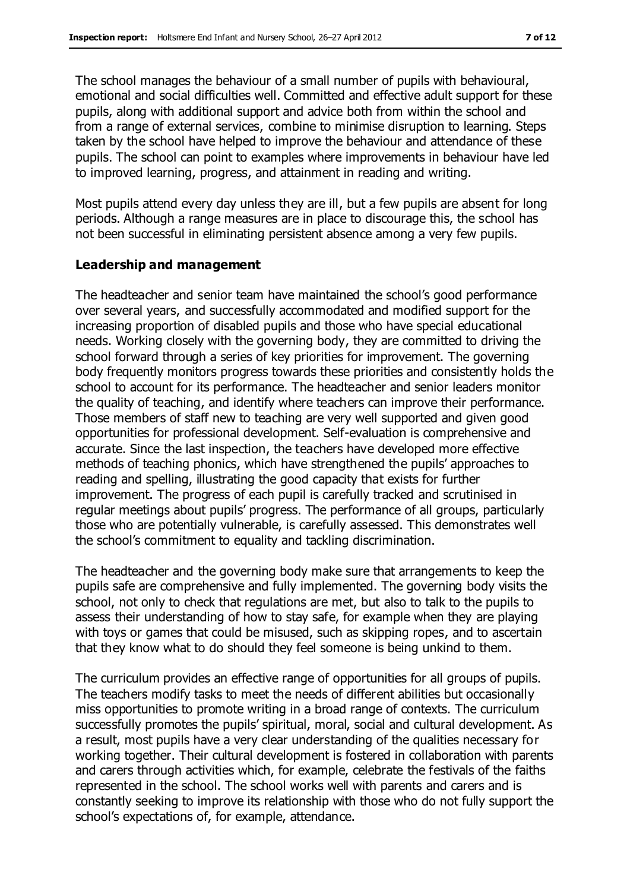The school manages the behaviour of a small number of pupils with behavioural, emotional and social difficulties well. Committed and effective adult support for these pupils, along with additional support and advice both from within the school and from a range of external services, combine to minimise disruption to learning. Steps taken by the school have helped to improve the behaviour and attendance of these pupils. The school can point to examples where improvements in behaviour have led to improved learning, progress, and attainment in reading and writing.

Most pupils attend every day unless they are ill, but a few pupils are absent for long periods. Although a range measures are in place to discourage this, the school has not been successful in eliminating persistent absence among a very few pupils.

**Leadership and management**

The headteacher and senior team have maintained the school's good performance over several years, and successfully accommodated and modified support for the increasing proportion of disabled pupils and those who have special educational needs. Working closely with the governing body, they are committed to driving the school forward through a series of key priorities for improvement. The governing body frequently monitors progress towards these priorities and consistently holds the school to account for its performance. The headteacher and senior leaders monitor the quality of teaching, and identify where teachers can improve their performance. Those members of staff new to teaching are very well supported and given good opportunities for professional development. Self-evaluation is comprehensive and accurate. Since the last inspection, the teachers have developed more effective methods of teaching phonics, which have strengthened the pupils' approaches to reading and spelling, illustrating the good capacity that exists for further improvement. The progress of each pupil is carefully tracked and scrutinised in regular meetings about pupils' progress. The performance of all groups, particularly those who are potentially vulnerable, is carefully assessed. This demonstrates well the school's commitment to equality and tackling discrimination.

The headteacher and the governing body make sure that arrangements to keep the pupils safe are comprehensive and fully implemented. The governing body visits the school, not only to check that regulations are met, but also to talk to the pupils to assess their understanding of how to stay safe, for example when they are playing with toys or games that could be misused, such as skipping ropes, and to ascertain that they know what to do should they feel someone is being unkind to them.

The curriculum provides an effective range of opportunities for all groups of pupils. The teachers modify tasks to meet the needs of different abilities but occasionally miss opportunities to promote writing in a broad range of contexts. The curriculum successfully promotes the pupils' spiritual, moral, social and cultural development. As a result, most pupils have a very clear understanding of the qualities necessary for working together. Their cultural development is fostered in collaboration with parents and carers through activities which, for example, celebrate the festivals of the faiths represented in the school. The school works well with parents and carers and is constantly seeking to improve its relationship with those who do not fully support the school's expectations of, for example, attendance.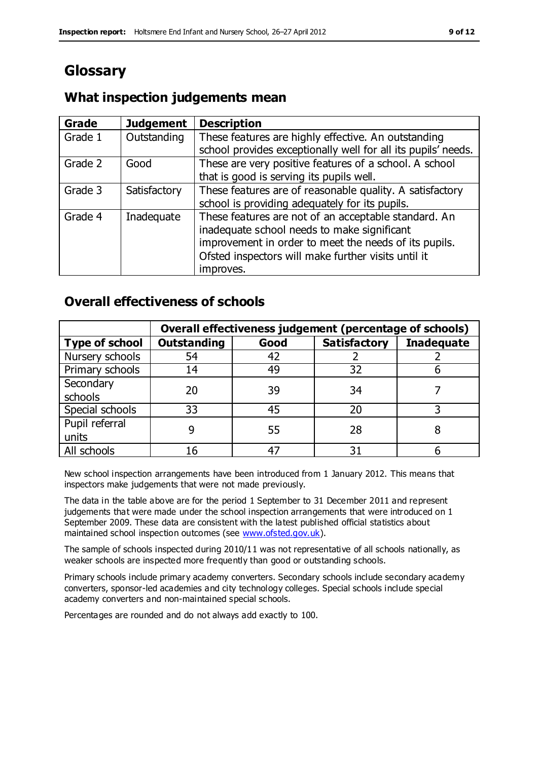# Glossary

## What inspection judgements mean

| Grade | Judgement | Description |
|---|---|---|
| Grade 1 | Outstanding | These features are highly effective. An outstanding school provides exceptionally well for all its pupils' needs. |
| Grade 2 | Good | These are very positive features of a school. A school that is good is serving its pupils well. |
| Grade 3 | Satisfactory | These features are of reasonable quality. A satisfactory school is providing adequately for its pupils. |
| Grade 4 | Inadequate | These features are not of an acceptable standard. An inadequate school needs to make significant improvement in order to meet the needs of its pupils. Ofsted inspectors will make further visits until it improves. |

## Overall effectiveness of schools

| | Overall effectiveness judgement (percentage of schools) | | | |
|---|---|---|---|---|
| **Type of school** | **Outstanding** | **Good** | **Satisfactory** | **Inadequate** |
| Nursery schools | 54 | 42 | 2 | 2 |
| Primary schools | 14 | 49 | 32 | 6 |
| Secondary schools | 20 | 39 | 34 | 7 |
| Special schools | 33 | 45 | 20 | 3 |
| Pupil referral units | 9 | 55 | 28 | 8 |
| All schools | 16 | 47 | 31 | 6 |

New school inspection arrangements have been introduced from 1 January 2012. This means that inspectors make judgements that were not made previously.

The data in the table above are for the period 1 September to 31 December 2011 and represent judgements that were made under the school inspection arrangements that were introduced on 1 September 2009. These data are consistent with the latest published official statistics about maintained school inspection outcomes (see www.ofsted.gov.uk).

The sample of schools inspected during 2010/11 was not representative of all schools nationally, as weaker schools are inspected more frequently than good or outstanding schools.

Primary schools include primary academy converters. Secondary schools include secondary academy converters, sponsor-led academies and city technology colleges. Special schools include special academy converters and non-maintained special schools.

Percentages are rounded and do not always add exactly to 100.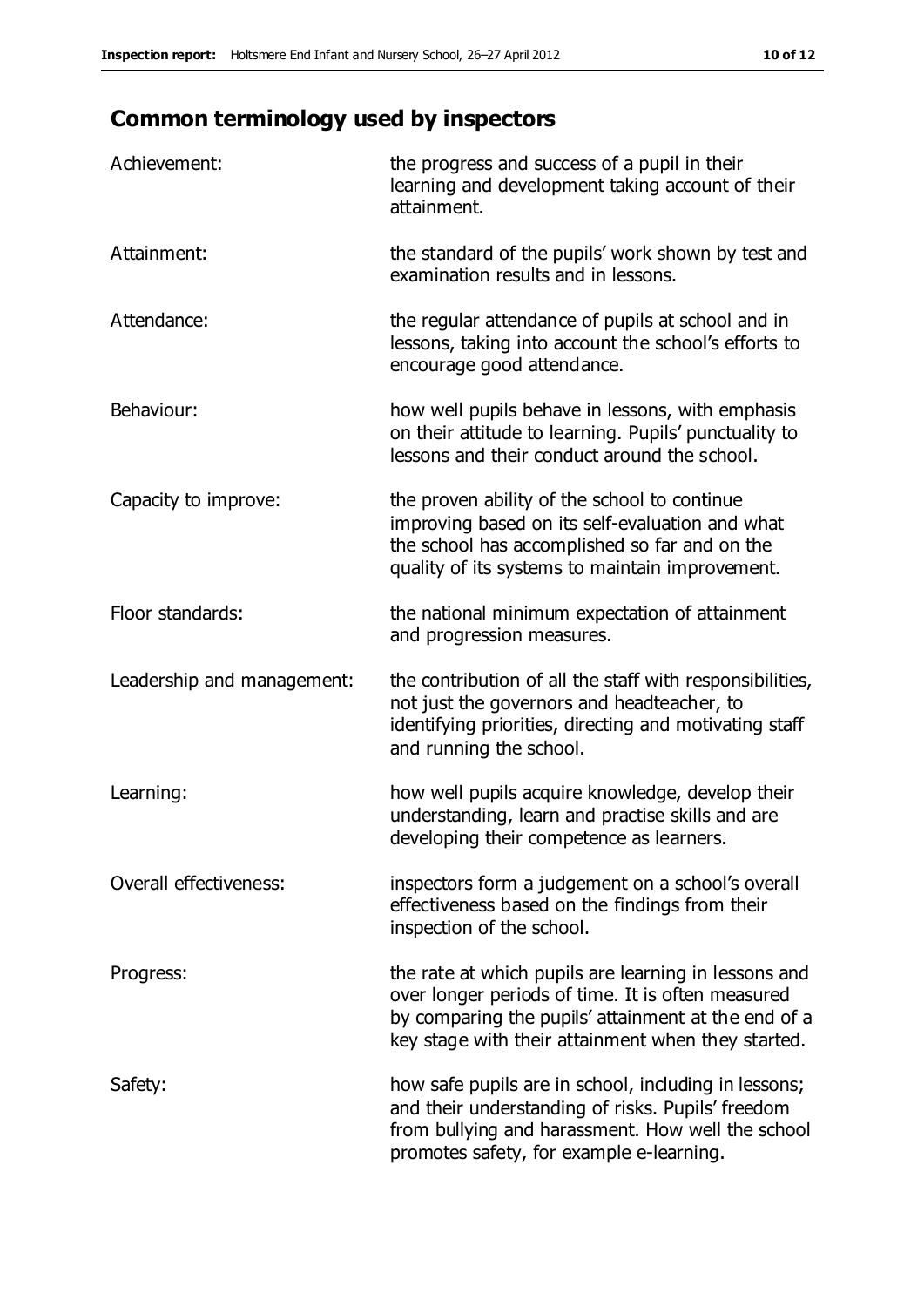## Common terminology used by inspectors

| | |
|---|---|
| Achievement: | the progress and success of a pupil in their learning and development taking account of their attainment. |
| Attainment: | the standard of the pupils' work shown by test and examination results and in lessons. |
| Attendance: | the regular attendance of pupils at school and in lessons, taking into account the school's efforts to encourage good attendance. |
| Behaviour: | how well pupils behave in lessons, with emphasis on their attitude to learning. Pupils' punctuality to lessons and their conduct around the school. |
| Capacity to improve: | the proven ability of the school to continue improving based on its self-evaluation and what the school has accomplished so far and on the quality of its systems to maintain improvement. |
| Floor standards: | the national minimum expectation of attainment and progression measures. |
| Leadership and management: | the contribution of all the staff with responsibilities, not just the governors and headteacher, to identifying priorities, directing and motivating staff and running the school. |
| Learning: | how well pupils acquire knowledge, develop their understanding, learn and practise skills and are developing their competence as learners. |
| Overall effectiveness: | inspectors form a judgement on a school's overall effectiveness based on the findings from their inspection of the school. |
| Progress: | the rate at which pupils are learning in lessons and over longer periods of time. It is often measured by comparing the pupils' attainment at the end of a key stage with their attainment when they started. |
| Safety: | how safe pupils are in school, including in lessons; and their understanding of risks. Pupils' freedom from bullying and harassment. How well the school promotes safety, for example e-learning. |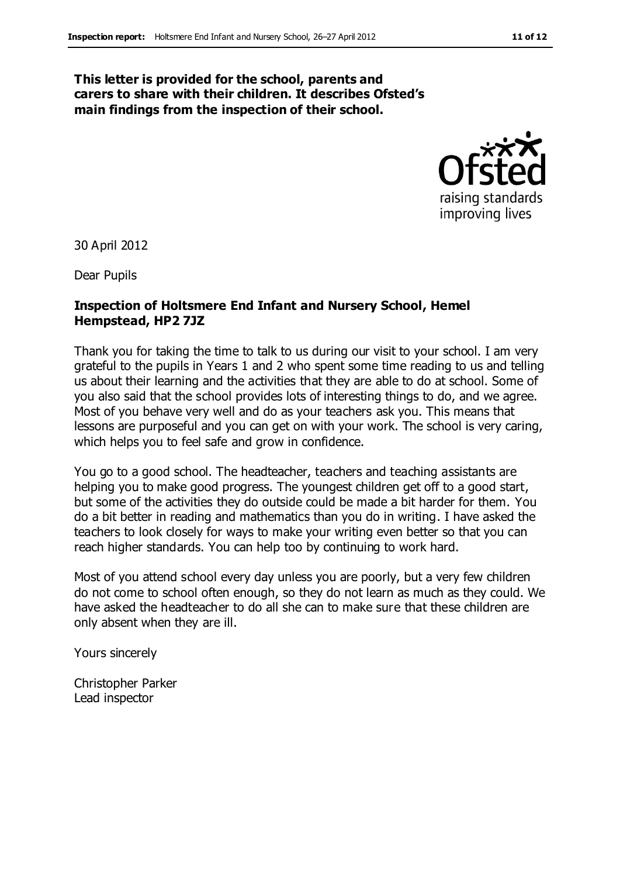**This letter is provided for the school, parents and carers to share with their children. It describes Ofsted's main findings from the inspection of their school.**

30 April 2012

Dear Pupils

**Inspection of Holtsmere End Infant and Nursery School, Hemel Hempstead, HP2 7JZ**

Thank you for taking the time to talk to us during our visit to your school. I am very grateful to the pupils in Years 1 and 2 who spent some time reading to us and telling us about their learning and the activities that they are able to do at school. Some of you also said that the school provides lots of interesting things to do, and we agree. Most of you behave very well and do as your teachers ask you. This means that lessons are purposeful and you can get on with your work. The school is very caring, which helps you to feel safe and grow in confidence.

You go to a good school. The headteacher, teachers and teaching assistants are helping you to make good progress. The youngest children get off to a good start, but some of the activities they do outside could be made a bit harder for them. You do a bit better in reading and mathematics than you do in writing. I have asked the teachers to look closely for ways to make your writing even better so that you can reach higher standards. You can help too by continuing to work hard.

Most of you attend school every day unless you are poorly, but a very few children do not come to school often enough, so they do not learn as much as they could. We have asked the headteacher to do all she can to make sure that these children are only absent when they are ill.

Yours sincerely

Christopher Parker
Lead inspector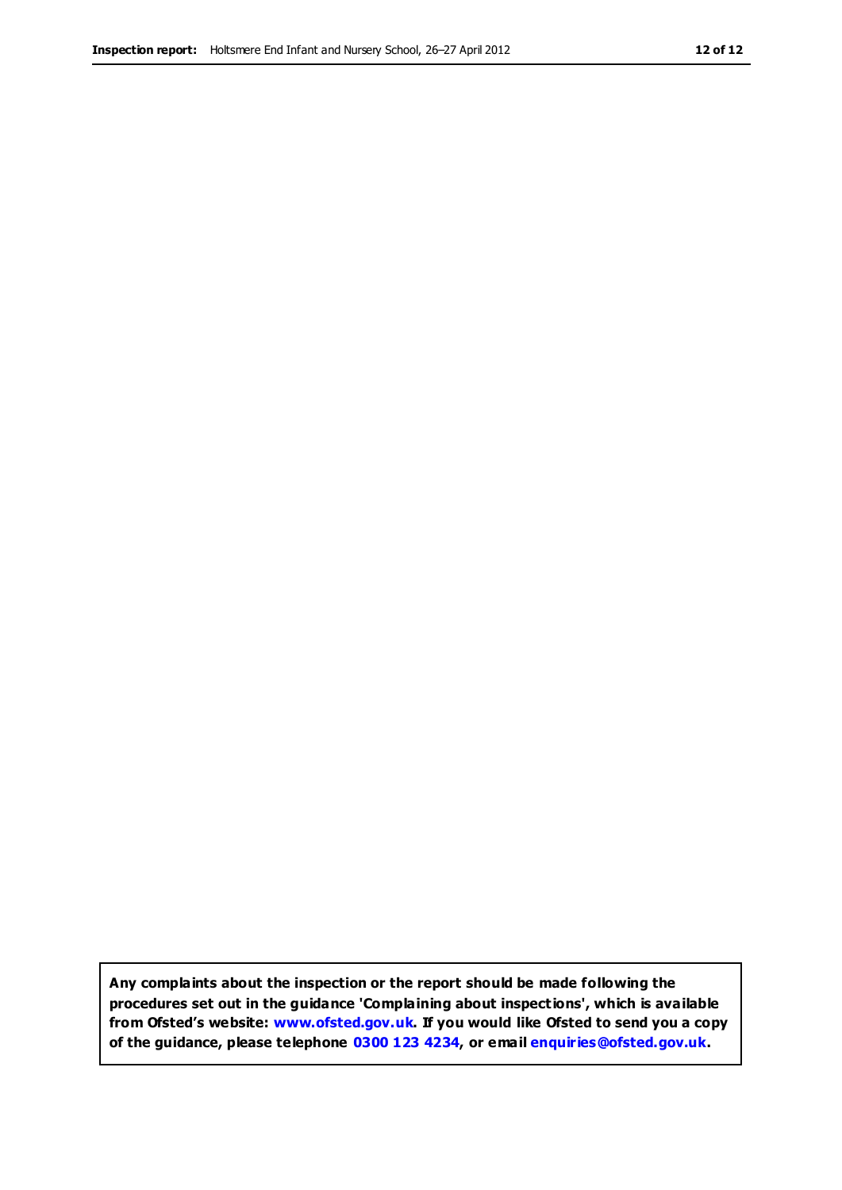**Any complaints about the inspection or the report should be made following the procedures set out in the guidance 'Complaining about inspections', which is available from Ofsted's website: www.ofsted.gov.uk. If you would like Ofsted to send you a copy of the guidance, please telephone 0300 123 4234, or email enquiries@ofsted.gov.uk.**